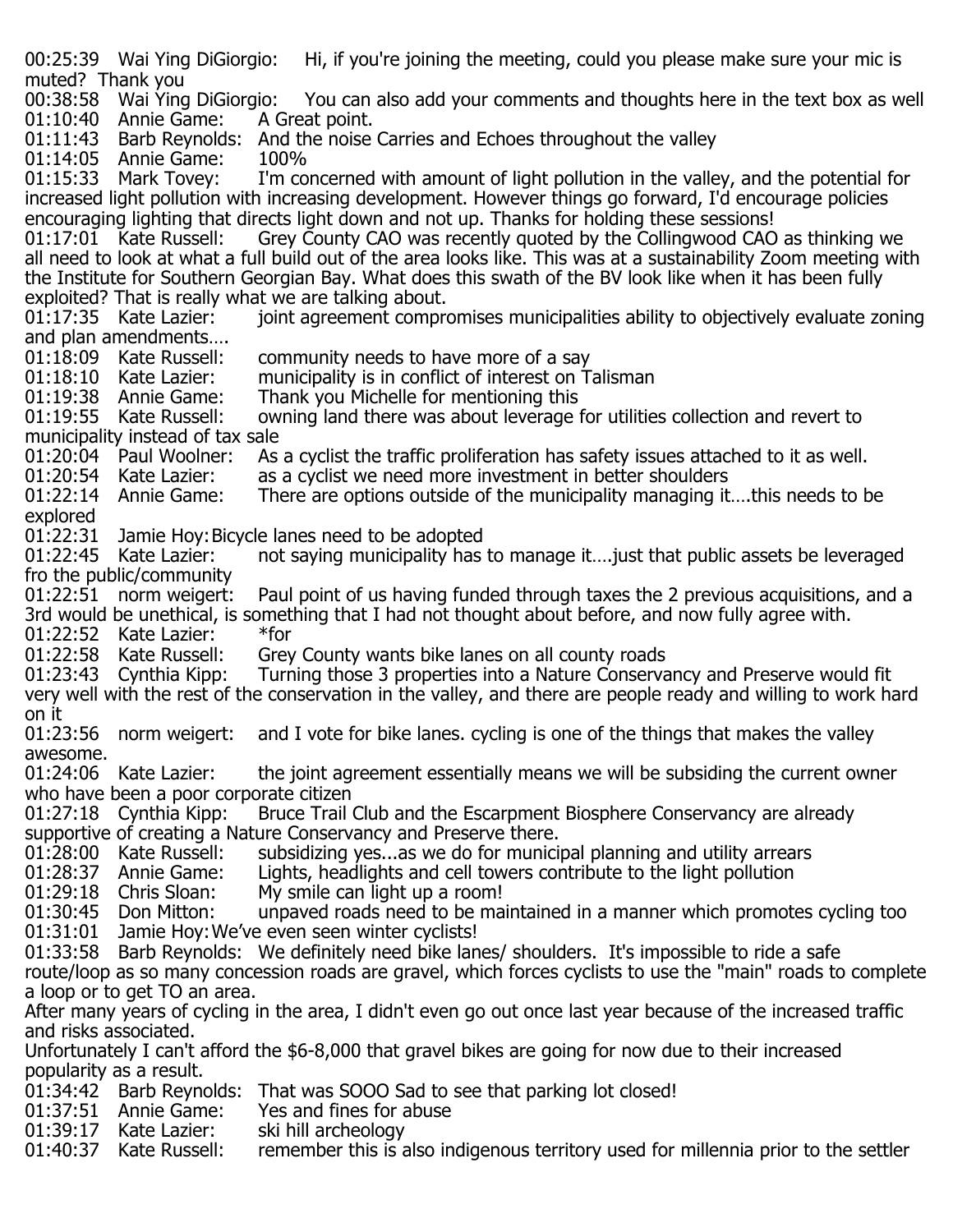00:25:39 Wai Ying DiGiorgio: Hi, if you're joining the meeting, could you please make sure your mic is muted? Thank you

00:38:58 Wai Ying DiGiorgio: You can also add your comments and thoughts here in the text box as well

01:10:40 Annie Game: A Great point.

01:11:43 Barb Reynolds: And the noise Carries and Echoes throughout the valley

01:14:05 Annie Game: 100%

01:15:33 Mark Tovey: I'm concerned with amount of light pollution in the valley, and the potential for increased light pollution with increasing development. However things go forward, I'd encourage policies encouraging lighting that directs light down and not up. Thanks for holding these sessions!

01:17:01 Kate Russell: Grey County CAO was recently quoted by the Collingwood CAO as thinking we all need to look at what a full build out of the area looks like. This was at a sustainability Zoom meeting with the Institute for Southern Georgian Bay. What does this swath of the BV look like when it has been fully exploited? That is really what we are talking about.

01:17:35 Kate Lazier: joint agreement compromises municipalities ability to objectively evaluate zoning and plan amendments….

01:18:09 Kate Russell: community needs to have more of a say

01:18:10 Kate Lazier: municipality is in conflict of interest on Talisman

01:19:38 Annie Game: Thank you Michelle for mentioning this

01:19:55 Kate Russell: owning land there was about leverage for utilities collection and revert to municipality instead of tax sale

01:20:04 Paul Woolner: As a cyclist the traffic proliferation has safety issues attached to it as well.

01:20:54 Kate Lazier: as a cyclist we need more investment in better shoulders

01:22:14 Annie Game: There are options outside of the municipality managing it….this needs to be explored

01:22:31 Jamie Hoy: Bicycle lanes need to be adopted

01:22:45 Kate Lazier: not saying municipality has to manage it….just that public assets be leveraged fro the public/community

01:22:51 norm weigert: Paul point of us having funded through taxes the 2 previous acquisitions, and a 3rd would be unethical, is something that I had not thought about before, and now fully agree with.

01:22:52 Kate Lazier: *for

01:22:58 Kate Russell: Grey County wants bike lanes on all county roads

01:23:43 Cynthia Kipp: Turning those 3 properties into a Nature Conservancy and Preserve would fit very well with the rest of the conservation in the valley, and there are people ready and willing to work hard on it

01:23:56 norm weigert: and I vote for bike lanes. cycling is one of the things that makes the valley awesome.

01:24:06 Kate Lazier: the joint agreement essentially means we will be subsiding the current owner who have been a poor corporate citizen

01:27:18 Cynthia Kipp: Bruce Trail Club and the Escarpment Biosphere Conservancy are already supportive of creating a Nature Conservancy and Preserve there.

01:28:00 Kate Russell: subsidizing yes...as we do for municipal planning and utility arrears

01:28:37 Annie Game: Lights, headlights and cell towers contribute to the light pollution

01:29:18 Chris Sloan: My smile can light up a room!

01:30:45 Don Mitton: unpaved roads need to be maintained in a manner which promotes cycling too

01:31:01 Jamie Hoy: We've even seen winter cyclists!

01:33:58 Barb Reynolds: We definitely need bike lanes/ shoulders. It's impossible to ride a safe route/loop as so many concession roads are gravel, which forces cyclists to use the "main" roads to complete a loop or to get TO an area.
After many years of cycling in the area, I didn't even go out once last year because of the increased traffic and risks associated.
Unfortunately I can't afford the $6-8,000 that gravel bikes are going for now due to their increased popularity as a result.

01:34:42 Barb Reynolds: That was SOOO Sad to see that parking lot closed!

01:37:51 Annie Game: Yes and fines for abuse

01:39:17 Kate Lazier: ski hill archeology

01:40:37 Kate Russell: remember this is also indigenous territory used for millennia prior to the settler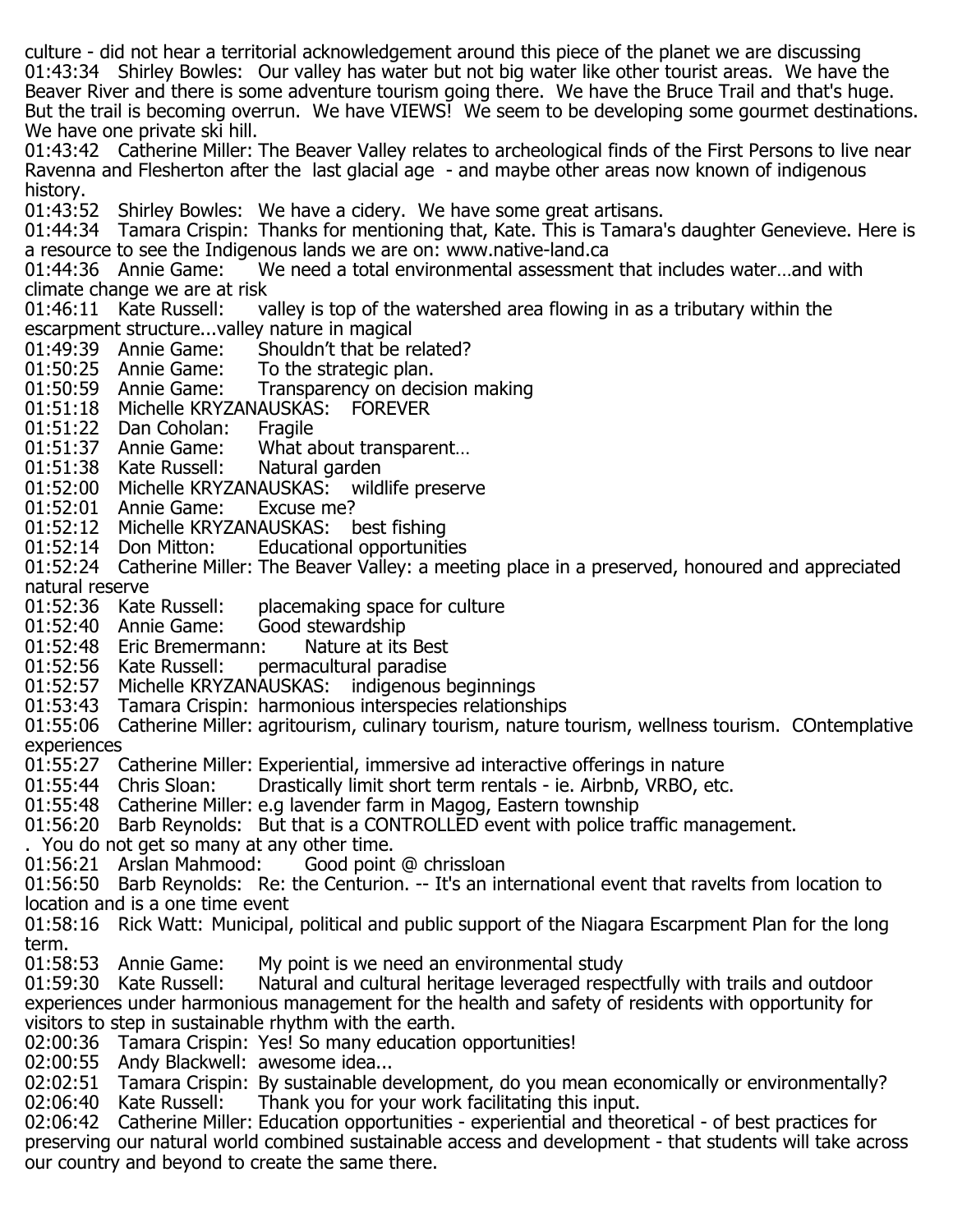culture - did not hear a territorial acknowledgement around this piece of the planet we are discussing
01:43:34 Shirley Bowles: Our valley has water but not big water like other tourist areas. We have the Beaver River and there is some adventure tourism going there. We have the Bruce Trail and that's huge. But the trail is becoming overrun. We have VIEWS! We seem to be developing some gourmet destinations. We have one private ski hill.
01:43:42 Catherine Miller: The Beaver Valley relates to archeological finds of the First Persons to live near Ravenna and Flesherton after the last glacial age - and maybe other areas now known of indigenous history.
01:43:52 Shirley Bowles: We have a cidery. We have some great artisans.
01:44:34 Tamara Crispin: Thanks for mentioning that, Kate. This is Tamara's daughter Genevieve. Here is a resource to see the Indigenous lands we are on: www.native-land.ca
01:44:36 Annie Game: We need a total environmental assessment that includes water…and with climate change we are at risk
01:46:11 Kate Russell: valley is top of the watershed area flowing in as a tributary within the escarpment structure...valley nature in magical
01:49:39 Annie Game: Shouldn't that be related?
01:50:25 Annie Game: To the strategic plan.
01:50:59 Annie Game: Transparency on decision making
01:51:18 Michelle KRYZANAUSKAS: FOREVER
01:51:22 Dan Coholan: Fragile
01:51:37 Annie Game: What about transparent…
01:51:38 Kate Russell: Natural garden
01:52:00 Michelle KRYZANAUSKAS: wildlife preserve
01:52:01 Annie Game: Excuse me?
01:52:12 Michelle KRYZANAUSKAS: best fishing
01:52:14 Don Mitton: Educational opportunities
01:52:24 Catherine Miller: The Beaver Valley: a meeting place in a preserved, honoured and appreciated natural reserve
01:52:36 Kate Russell: placemaking space for culture
01:52:40 Annie Game: Good stewardship
01:52:48 Eric Bremermann: Nature at its Best
01:52:56 Kate Russell: permacultural paradise
01:52:57 Michelle KRYZANAUSKAS: indigenous beginnings
01:53:43 Tamara Crispin: harmonious interspecies relationships
01:55:06 Catherine Miller: agritourism, culinary tourism, nature tourism, wellness tourism. COntemplative experiences
01:55:27 Catherine Miller: Experiential, immersive ad interactive offerings in nature
01:55:44 Chris Sloan: Drastically limit short term rentals - ie. Airbnb, VRBO, etc.
01:55:48 Catherine Miller: e.g lavender farm in Magog, Eastern township
01:56:20 Barb Reynolds: But that is a CONTROLLED event with police traffic management.
. You do not get so many at any other time.
01:56:21 Arslan Mahmood: Good point @ chrissloan
01:56:50 Barb Reynolds: Re: the Centurion. -- It's an international event that ravelts from location to location and is a one time event
01:58:16 Rick Watt: Municipal, political and public support of the Niagara Escarpment Plan for the long term.
01:58:53 Annie Game: My point is we need an environmental study
01:59:30 Kate Russell: Natural and cultural heritage leveraged respectfully with trails and outdoor experiences under harmonious management for the health and safety of residents with opportunity for visitors to step in sustainable rhythm with the earth.
02:00:36 Tamara Crispin: Yes! So many education opportunities!
02:00:55 Andy Blackwell: awesome idea...
02:02:51 Tamara Crispin: By sustainable development, do you mean economically or environmentally?
02:06:40 Kate Russell: Thank you for your work facilitating this input.
02:06:42 Catherine Miller: Education opportunities - experiential and theoretical - of best practices for preserving our natural world combined sustainable access and development - that students will take across our country and beyond to create the same there.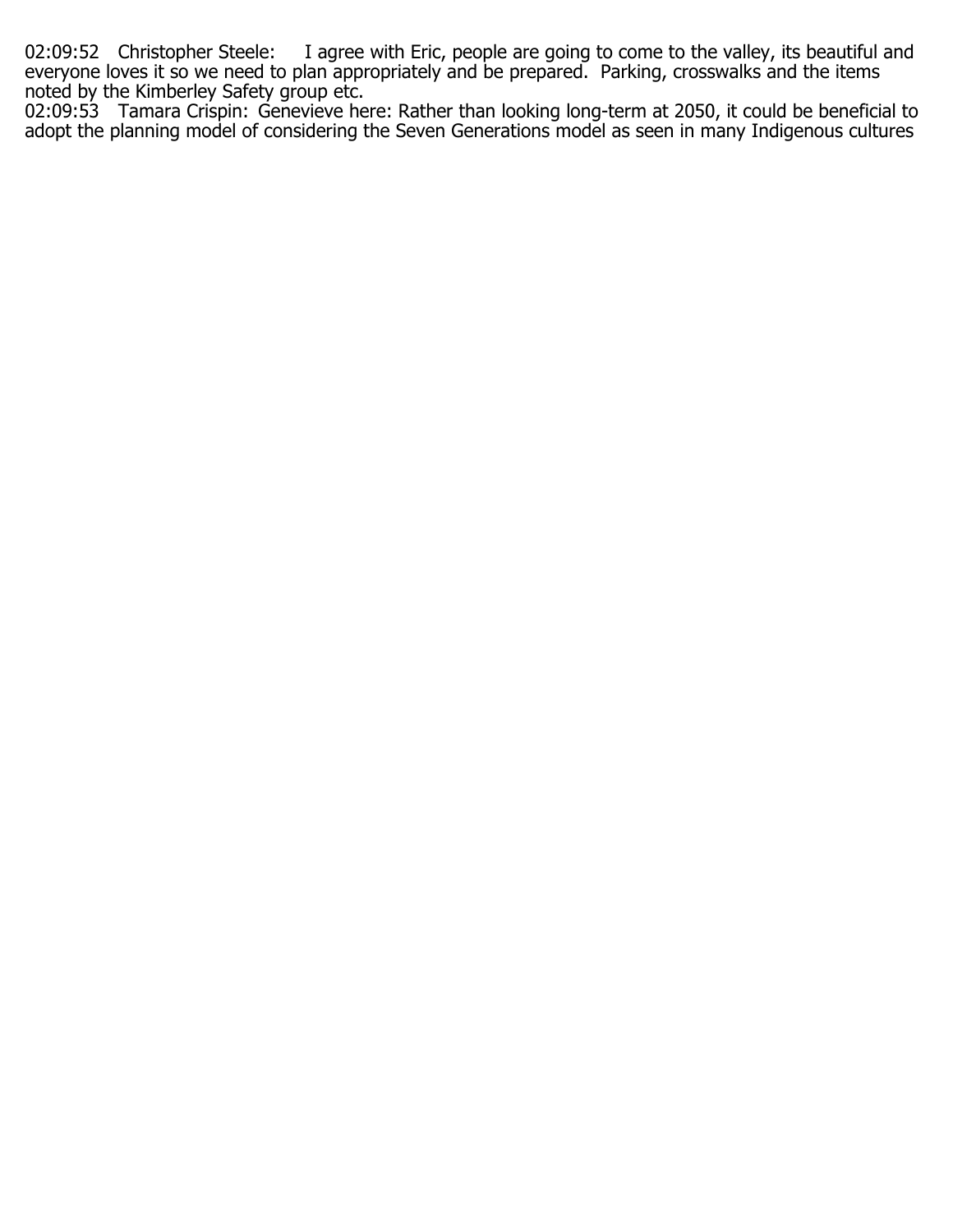02:09:52 Christopher Steele: I agree with Eric, people are going to come to the valley, its beautiful and everyone loves it so we need to plan appropriately and be prepared. Parking, crosswalks and the items noted by the Kimberley Safety group etc.

02:09:53 Tamara Crispin: Genevieve here: Rather than looking long-term at 2050, it could be beneficial to adopt the planning model of considering the Seven Generations model as seen in many Indigenous cultures